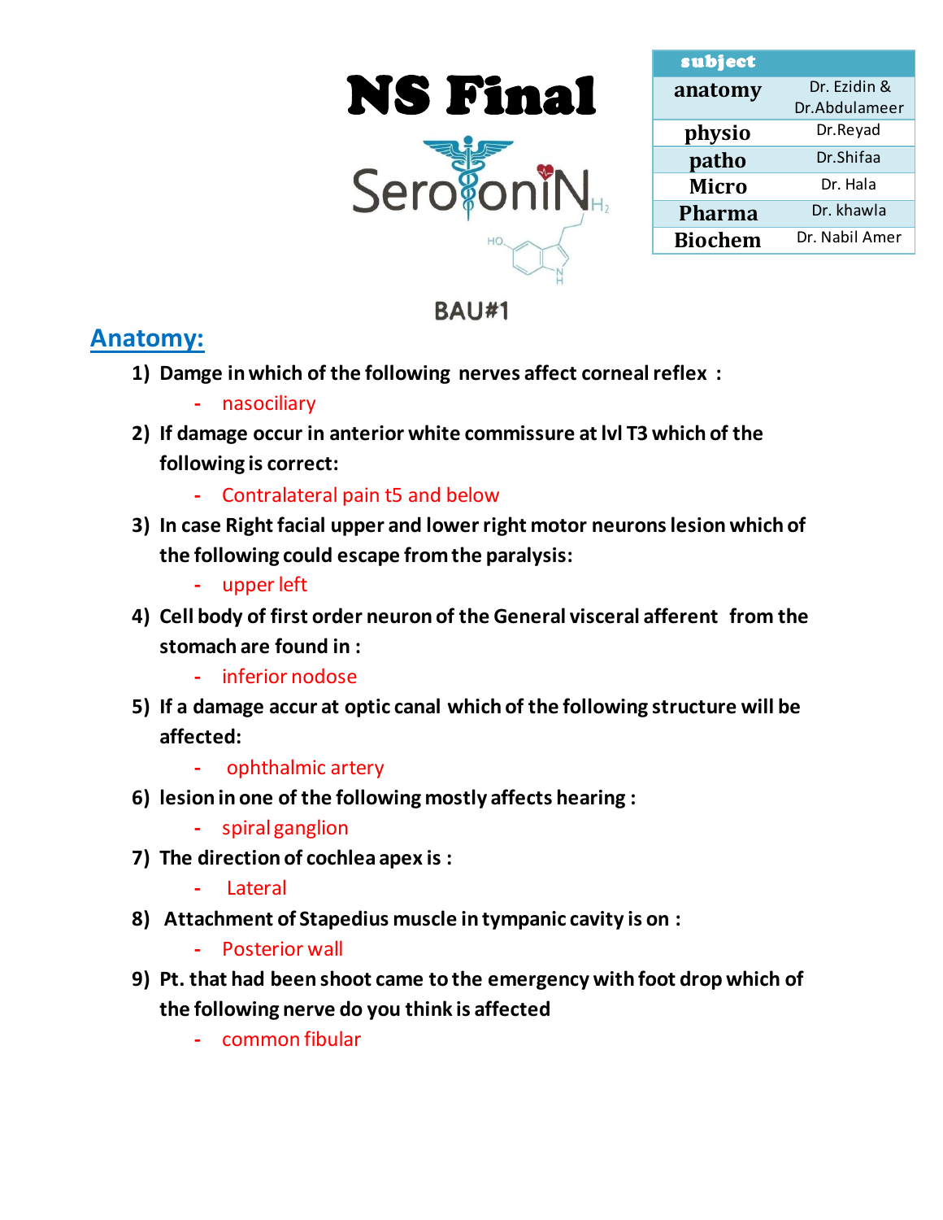# NS Final

SerotoniN

BAU#1

| subject | |
|---|---|
| anatomy | Dr. Ezidin & Dr.Abdulameer |
| physio | Dr.Reyad |
| patho | Dr.Shifaa |
| Micro | Dr. Hala |
| Pharma | Dr. khawla |
| Biochem | Dr. Nabil Amer |

## Anatomy:

1) **Damge in which of the following nerves affect corneal reflex :**
   - nasociliary
2) **If damage occur in anterior white commissure at lvl T3 which of the following is correct:**
   - Contralateral pain t5 and below
3) **In case Right facial upper and lower right motor neurons lesion which of the following could escape from the paralysis:**
   - upper left
4) **Cell body of first order neuron of the General visceral afferent from the stomach are found in :**
   - inferior nodose
5) **If a damage accur at optic canal which of the following structure will be affected:**
   - ophthalmic artery
6) **lesion in one of the following mostly affects hearing :**
   - spiral ganglion
7) **The direction of cochlea apex is :**
   - Lateral
8) **Attachment of Stapedius muscle in tympanic cavity is on :**
   - Posterior wall
9) **Pt. that had been shoot came to the emergency with foot drop which of the following nerve do you think is affected**
   - common fibular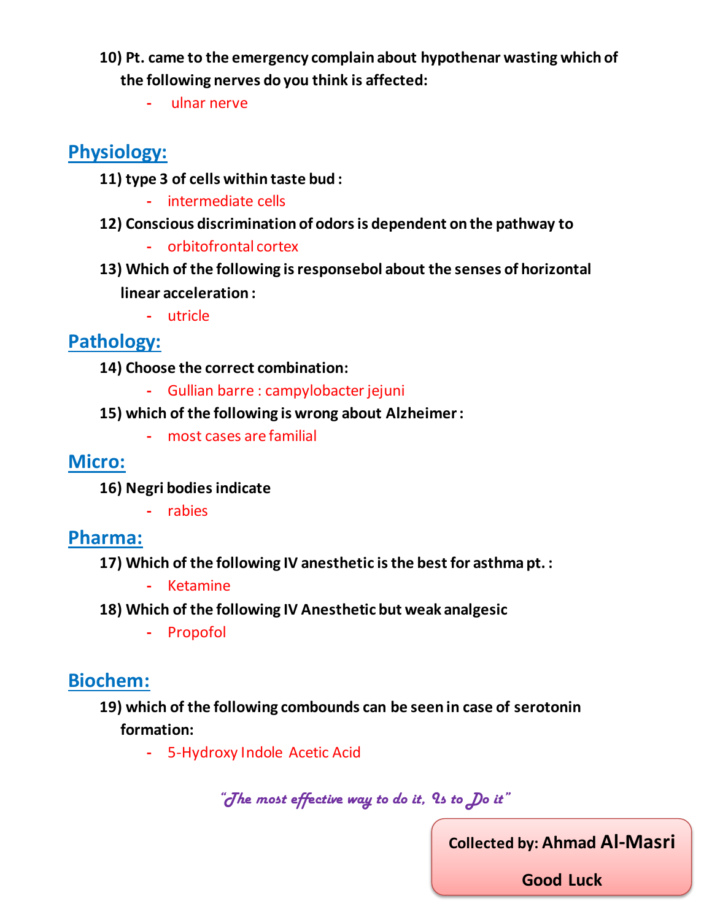10) Pt. came to the emergency complain about hypothenar wasting which of the following nerves do you think is affected:

- ulnar nerve

## Physiology:

11) type 3 of cells within taste bud :

- intermediate cells

12) Conscious discrimination of odors is dependent on the pathway to

- orbitofrontal cortex

13) Which of the following is responsebol about the senses of horizontal linear acceleration :

- utricle

## Pathology:

14) Choose the correct combination:

- Gullian barre : campylobacter jejuni

15) which of the following is wrong about Alzheimer :

- most cases are familial

## Micro:

16) Negri bodies indicate

- rabies

## Pharma:

17) Which of the following IV anesthetic is the best for asthma pt. :

- Ketamine

18) Which of the following IV Anesthetic but weak analgesic

- Propofol

## Biochem:

19) which of the following combounds can be seen in case of serotonin formation:

- 5-Hydroxy Indole Acetic Acid

*"The most effective way to do it, Is to Do it"*

Collected by: Ahmad Al-Masri

Good Luck